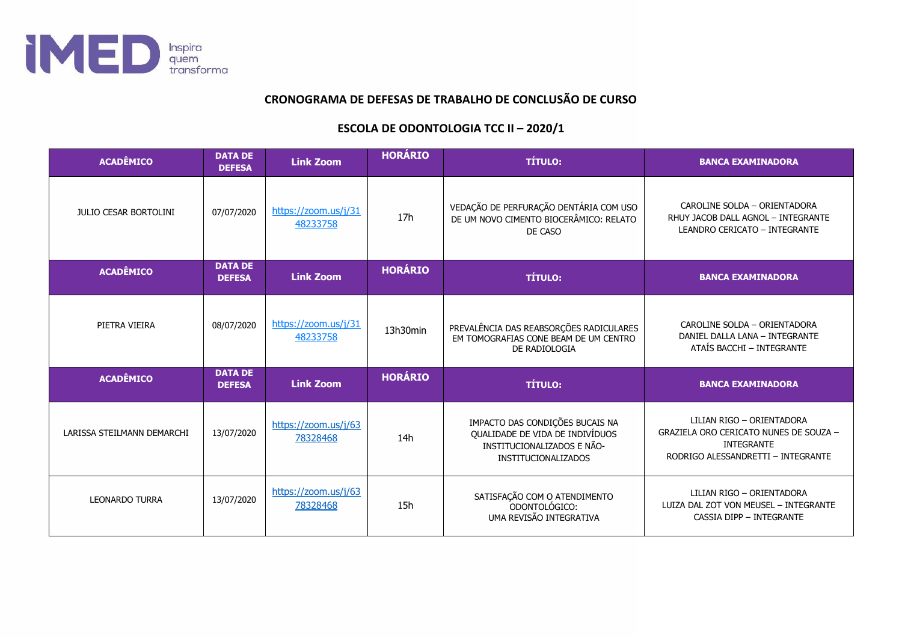## CRONOGRAMA DE DEFESAS DE TRABALHO DE CONCLUSÃO DE CURSO

## ESCOLA DE ODONTOLOGIA TCC II – 2020/1

| ACADÊMICO | DATA DE DEFESA | Link Zoom | HORÁRIO | TÍTULO: | BANCA EXAMINADORA |
|---|---|---|---|---|---|
| JULIO CESAR BORTOLINI | 07/07/2020 | https://zoom.us/j/3148233758 | 17h | VEDAÇÃO DE PERFURAÇÃO DENTÁRIA COM USO DE UM NOVO CIMENTO BIOCERÂMICO: RELATO DE CASO | CAROLINE SOLDA – ORIENTADORA<br>RHUY JACOB DALL AGNOL – INTEGRANTE<br>LEANDRO CERICATO – INTEGRANTE |
| **ACADÊMICO** | **DATA DE DEFESA** | **Link Zoom** | **HORÁRIO** | **TÍTULO:** | **BANCA EXAMINADORA** |
| PIETRA VIEIRA | 08/07/2020 | https://zoom.us/j/3148233758 | 13h30min | PREVALÊNCIA DAS REABSORÇÕES RADICULARES EM TOMOGRAFIAS CONE BEAM DE UM CENTRO DE RADIOLOGIA | CAROLINE SOLDA – ORIENTADORA<br>DANIEL DALLA LANA – INTEGRANTE<br>ATAÍS BACCHI – INTEGRANTE |
| **ACADÊMICO** | **DATA DE DEFESA** | **Link Zoom** | **HORÁRIO** | **TÍTULO:** | **BANCA EXAMINADORA** |
| LARISSA STEILMANN DEMARCHI | 13/07/2020 | https://zoom.us/j/6378328468 | 14h | IMPACTO DAS CONDIÇÕES BUCAIS NA QUALIDADE DE VIDA DE INDIVÍDUOS INSTITUCIONALIZADOS E NÃO-INSTITUCIONALIZADOS | LILIAN RIGO – ORIENTADORA<br>GRAZIELA ORO CERICATO NUNES DE SOUZA – INTEGRANTE<br>RODRIGO ALESSANDRETTI – INTEGRANTE |
| LEONARDO TURRA | 13/07/2020 | https://zoom.us/j/6378328468 | 15h | SATISFAÇÃO COM O ATENDIMENTO ODONTOLÓGICO: UMA REVISÃO INTEGRATIVA | LILIAN RIGO – ORIENTADORA<br>LUIZA DAL ZOT VON MEUSEL – INTEGRANTE<br>CASSIA DIPP – INTEGRANTE |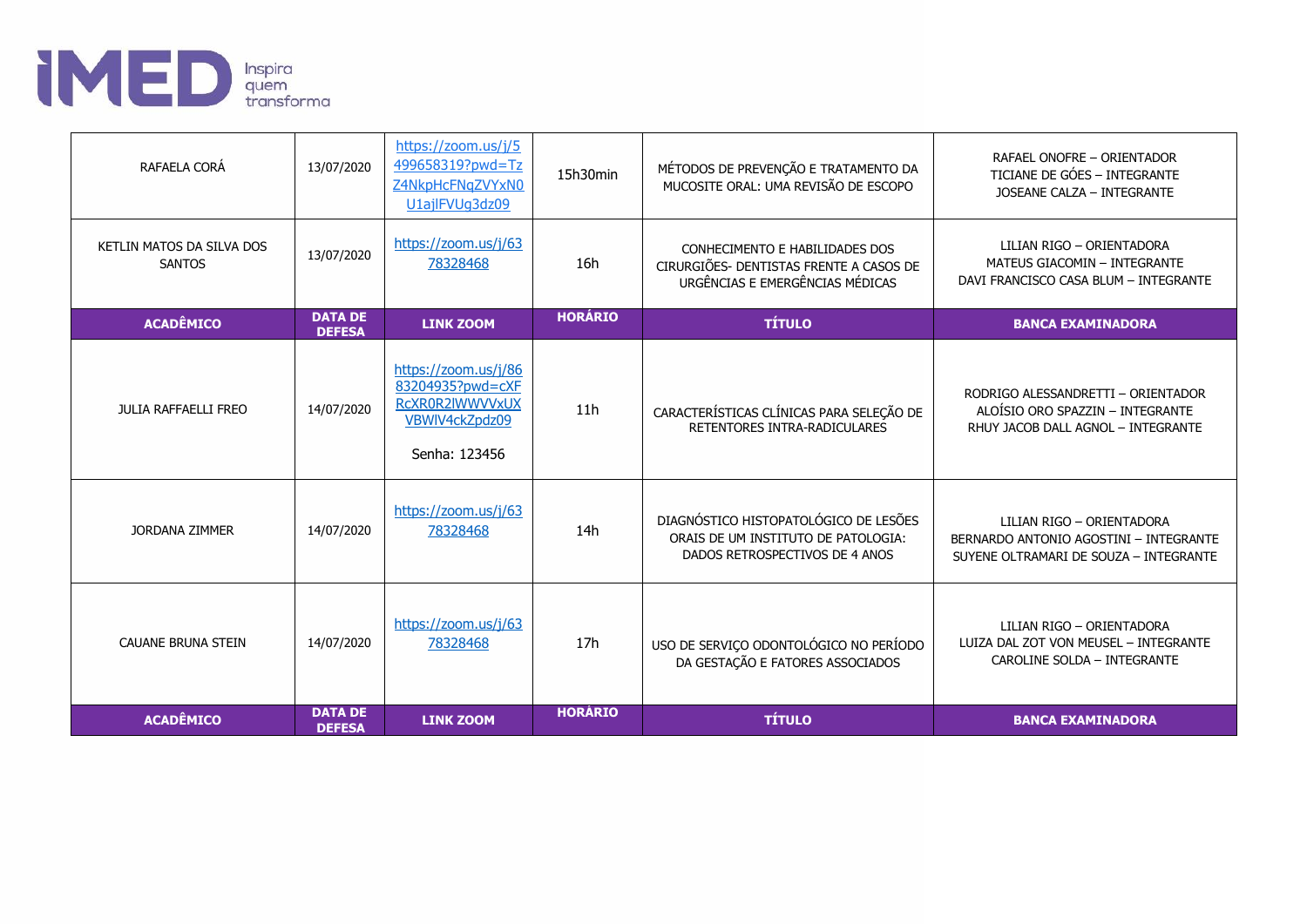| ACADÊMICO | DATA DE DEFESA | LINK ZOOM | HORÁRIO | TÍTULO | BANCA EXAMINADORA |
|---|---|---|---|---|---|
| RAFAELA CORÁ | 13/07/2020 | https://zoom.us/j/5499658319?pwd=TzZ4NkpHcFNqZVYxN0U1ajlFVUg3dz09 | 15h30min | MÉTODOS DE PREVENÇÃO E TRATAMENTO DA MUCOSITE ORAL: UMA REVISÃO DE ESCOPO | RAFAEL ONOFRE – ORIENTADOR<br>TICIANE DE GÓES – INTEGRANTE<br>JOSEANE CALZA – INTEGRANTE |
| KETLIN MATOS DA SILVA DOS SANTOS | 13/07/2020 | https://zoom.us/j/6378328468 | 16h | CONHECIMENTO E HABILIDADES DOS CIRURGIÕES- DENTISTAS FRENTE A CASOS DE URGÊNCIAS E EMERGÊNCIAS MÉDICAS | LILIAN RIGO – ORIENTADORA<br>MATEUS GIACOMIN – INTEGRANTE<br>DAVI FRANCISCO CASA BLUM – INTEGRANTE |
| **ACADÊMICO** | **DATA DE DEFESA** | **LINK ZOOM** | **HORÁRIO** | **TÍTULO** | **BANCA EXAMINADORA** |
| JULIA RAFFAELLI FREO | 14/07/2020 | https://zoom.us/j/8683204935?pwd=cXFRcXR0R2lWWVVxUXVBWlV4ckZpdz09<br><br>Senha: 123456 | 11h | CARACTERÍSTICAS CLÍNICAS PARA SELEÇÃO DE RETENTORES INTRA-RADICULARES | RODRIGO ALESSANDRETTI – ORIENTADOR<br>ALOÍSIO ORO SPAZZIN – INTEGRANTE<br>RHUY JACOB DALL AGNOL – INTEGRANTE |
| JORDANA ZIMMER | 14/07/2020 | https://zoom.us/j/6378328468 | 14h | DIAGNÓSTICO HISTOPATOLÓGICO DE LESÕES ORAIS DE UM INSTITUTO DE PATOLOGIA: DADOS RETROSPECTIVOS DE 4 ANOS | LILIAN RIGO – ORIENTADORA<br>BERNARDO ANTONIO AGOSTINI – INTEGRANTE<br>SUYENE OLTRAMARI DE SOUZA – INTEGRANTE |
| CAUANE BRUNA STEIN | 14/07/2020 | https://zoom.us/j/6378328468 | 17h | USO DE SERVIÇO ODONTOLÓGICO NO PERÍODO DA GESTAÇÃO E FATORES ASSOCIADOS | LILIAN RIGO – ORIENTADORA<br>LUIZA DAL ZOT VON MEUSEL – INTEGRANTE<br>CAROLINE SOLDA – INTEGRANTE |
| **ACADÊMICO** | **DATA DE DEFESA** | **LINK ZOOM** | **HORÁRIO** | **TÍTULO** | **BANCA EXAMINADORA** |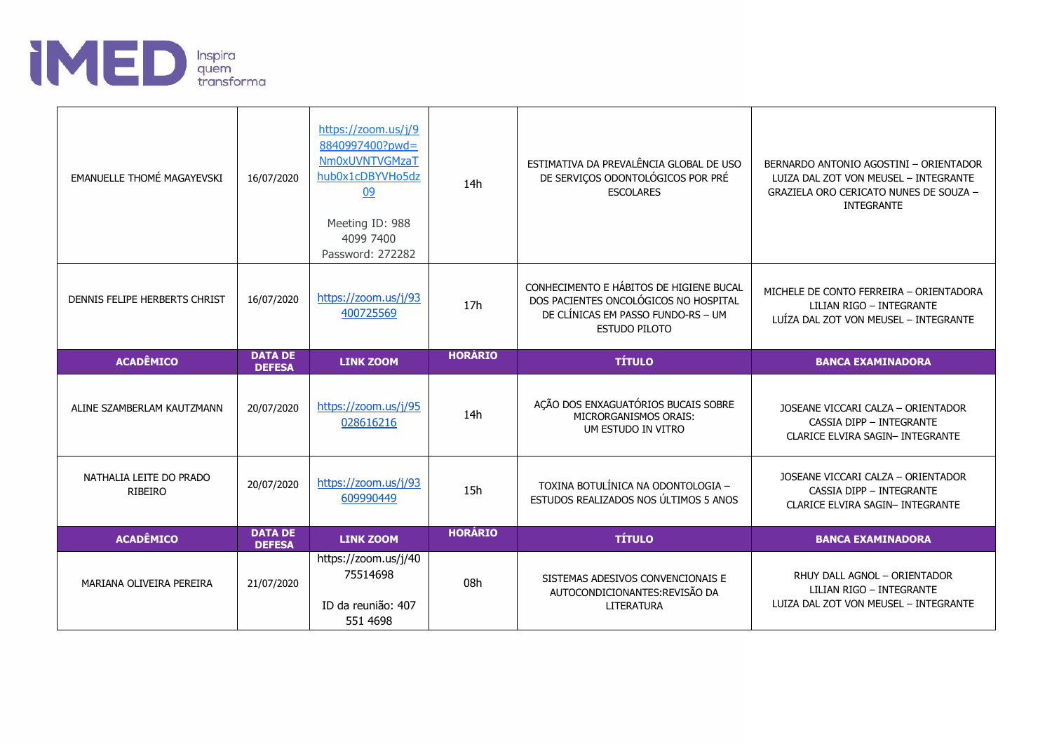| ACADÊMICO | DATA DE DEFESA | LINK ZOOM | HORÁRIO | TÍTULO | BANCA EXAMINADORA |
|---|---|---|---|---|---|
| EMANUELLE THOMÉ MAGAYEVSKI | 16/07/2020 | https://zoom.us/j/98840997400?pwd=Nm0xUVNTVGMzaThub0x1cDBYVHo5dz09 Meeting ID: 988 4099 7400 Password: 272282 | 14h | ESTIMATIVA DA PREVALÊNCIA GLOBAL DE USO DE SERVIÇOS ODONTOLÓGICOS POR PRÉ ESCOLARES | BERNARDO ANTONIO AGOSTINI – ORIENTADOR LUIZA DAL ZOT VON MEUSEL – INTEGRANTE GRAZIELA ORO CERICATO NUNES DE SOUZA – INTEGRANTE |
| DENNIS FELIPE HERBERTS CHRIST | 16/07/2020 | https://zoom.us/j/93400725569 | 17h | CONHECIMENTO E HÁBITOS DE HIGIENE BUCAL DOS PACIENTES ONCOLÓGICOS NO HOSPITAL DE CLÍNICAS EM PASSO FUNDO-RS – UM ESTUDO PILOTO | MICHELE DE CONTO FERREIRA – ORIENTADORA LILIAN RIGO – INTEGRANTE LUÍZA DAL ZOT VON MEUSEL – INTEGRANTE |
| **ACADÊMICO** | **DATA DE DEFESA** | **LINK ZOOM** | **HORÁRIO** | **TÍTULO** | **BANCA EXAMINADORA** |
| ALINE SZAMBERLAM KAUTZMANN | 20/07/2020 | https://zoom.us/j/95028616216 | 14h | AÇÃO DOS ENXAGUATÓRIOS BUCAIS SOBRE MICRORGANISMOS ORAIS: UM ESTUDO IN VITRO | JOSEANE VICCARI CALZA – ORIENTADOR CASSIA DIPP – INTEGRANTE CLARICE ELVIRA SAGIN– INTEGRANTE |
| NATHALIA LEITE DO PRADO RIBEIRO | 20/07/2020 | https://zoom.us/j/93609990449 | 15h | TOXINA BOTULÍNICA NA ODONTOLOGIA – ESTUDOS REALIZADOS NOS ÚLTIMOS 5 ANOS | JOSEANE VICCARI CALZA – ORIENTADOR CASSIA DIPP – INTEGRANTE CLARICE ELVIRA SAGIN– INTEGRANTE |
| **ACADÊMICO** | **DATA DE DEFESA** | **LINK ZOOM** | **HORÁRIO** | **TÍTULO** | **BANCA EXAMINADORA** |
| MARIANA OLIVEIRA PEREIRA | 21/07/2020 | https://zoom.us/j/4075514698 ID da reunião: 407 551 4698 | 08h | SISTEMAS ADESIVOS CONVENCIONAIS E AUTOCONDICIONANTES:REVISÃO DA LITERATURA | RHUY DALL AGNOL – ORIENTADOR LILIAN RIGO – INTEGRANTE LUIZA DAL ZOT VON MEUSEL – INTEGRANTE |